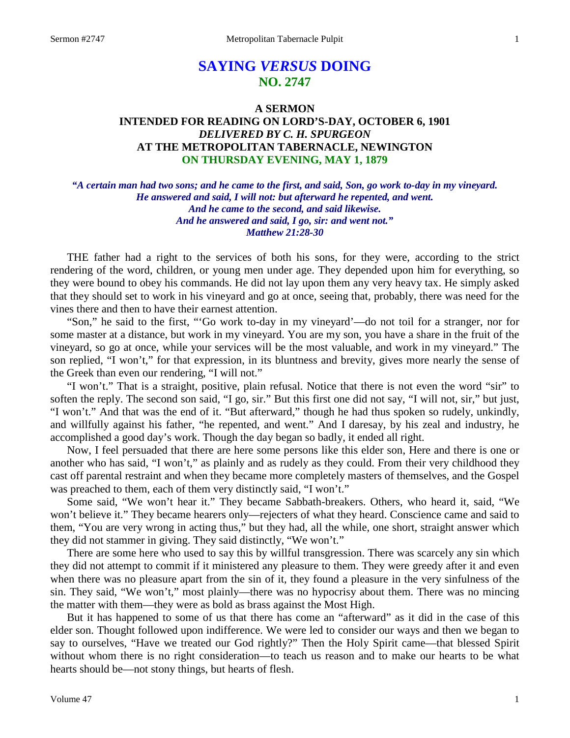# SAYING *VERSUS* DOING
## NO. 2747

### A SERMON
### INTENDED FOR READING ON LORD'S-DAY, OCTOBER 6, 1901
### *DELIVERED BY C. H. SPURGEON*
### AT THE METROPOLITAN TABERNACLE, NEWINGTON
### ON THURSDAY EVENING, MAY 1, 1879

***"A certain man had two sons; and he came to the first, and said, Son, go work to-day in my vineyard. He answered and said, I will not: but afterward he repented, and went. And he came to the second, and said likewise. And he answered and said, I go, sir: and went not." Matthew 21:28-30***

THE father had a right to the services of both his sons, for they were, according to the strict rendering of the word, children, or young men under age. They depended upon him for everything, so they were bound to obey his commands. He did not lay upon them any very heavy tax. He simply asked that they should set to work in his vineyard and go at once, seeing that, probably, there was need for the vines there and then to have their earnest attention.

"Son," he said to the first, "'Go work to-day in my vineyard'—do not toil for a stranger, nor for some master at a distance, but work in my vineyard. You are my son, you have a share in the fruit of the vineyard, so go at once, while your services will be the most valuable, and work in my vineyard." The son replied, "I won't," for that expression, in its bluntness and brevity, gives more nearly the sense of the Greek than even our rendering, "I will not."

"I won't." That is a straight, positive, plain refusal. Notice that there is not even the word "sir" to soften the reply. The second son said, "I go, sir." But this first one did not say, "I will not, sir," but just, "I won't." And that was the end of it. "But afterward," though he had thus spoken so rudely, unkindly, and willfully against his father, "he repented, and went." And I daresay, by his zeal and industry, he accomplished a good day's work. Though the day began so badly, it ended all right.

Now, I feel persuaded that there are here some persons like this elder son, Here and there is one or another who has said, "I won't," as plainly and as rudely as they could. From their very childhood they cast off parental restraint and when they became more completely masters of themselves, and the Gospel was preached to them, each of them very distinctly said, "I won't."

Some said, "We won't hear it." They became Sabbath-breakers. Others, who heard it, said, "We won't believe it." They became hearers only—rejecters of what they heard. Conscience came and said to them, "You are very wrong in acting thus," but they had, all the while, one short, straight answer which they did not stammer in giving. They said distinctly, "We won't."

There are some here who used to say this by willful transgression. There was scarcely any sin which they did not attempt to commit if it ministered any pleasure to them. They were greedy after it and even when there was no pleasure apart from the sin of it, they found a pleasure in the very sinfulness of the sin. They said, "We won't," most plainly—there was no hypocrisy about them. There was no mincing the matter with them—they were as bold as brass against the Most High.

But it has happened to some of us that there has come an "afterward" as it did in the case of this elder son. Thought followed upon indifference. We were led to consider our ways and then we began to say to ourselves, "Have we treated our God rightly?" Then the Holy Spirit came—that blessed Spirit without whom there is no right consideration—to teach us reason and to make our hearts to be what hearts should be—not stony things, but hearts of flesh.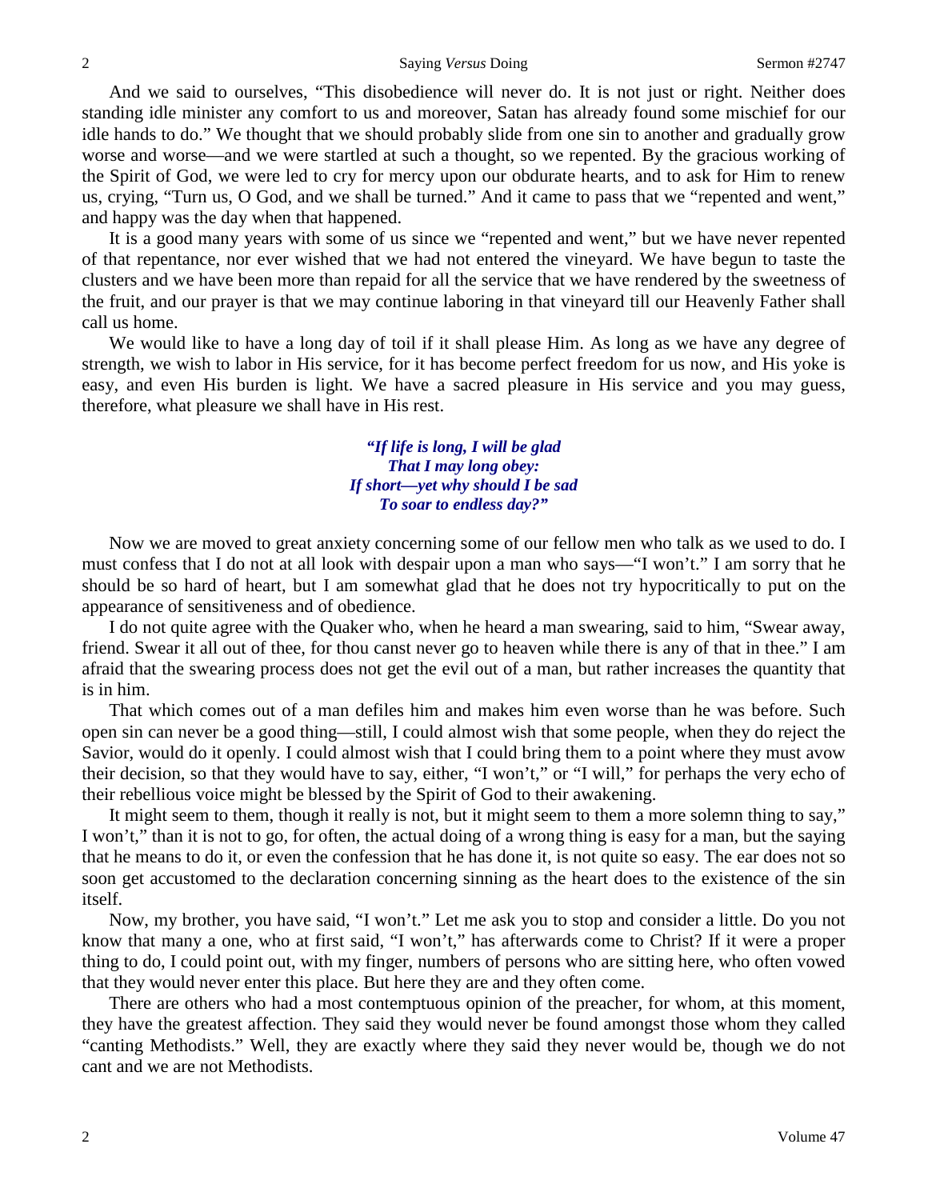And we said to ourselves, "This disobedience will never do. It is not just or right. Neither does standing idle minister any comfort to us and moreover, Satan has already found some mischief for our idle hands to do." We thought that we should probably slide from one sin to another and gradually grow worse and worse—and we were startled at such a thought, so we repented. By the gracious working of the Spirit of God, we were led to cry for mercy upon our obdurate hearts, and to ask for Him to renew us, crying, "Turn us, O God, and we shall be turned." And it came to pass that we "repented and went," and happy was the day when that happened.

It is a good many years with some of us since we "repented and went," but we have never repented of that repentance, nor ever wished that we had not entered the vineyard. We have begun to taste the clusters and we have been more than repaid for all the service that we have rendered by the sweetness of the fruit, and our prayer is that we may continue laboring in that vineyard till our Heavenly Father shall call us home.

We would like to have a long day of toil if it shall please Him. As long as we have any degree of strength, we wish to labor in His service, for it has become perfect freedom for us now, and His yoke is easy, and even His burden is light. We have a sacred pleasure in His service and you may guess, therefore, what pleasure we shall have in His rest.

> ***"If life is long, I will be glad***
> ***That I may long obey:***
> ***If short—yet why should I be sad***
> ***To soar to endless day?"***

Now we are moved to great anxiety concerning some of our fellow men who talk as we used to do. I must confess that I do not at all look with despair upon a man who says—"I won't." I am sorry that he should be so hard of heart, but I am somewhat glad that he does not try hypocritically to put on the appearance of sensitiveness and of obedience.

I do not quite agree with the Quaker who, when he heard a man swearing, said to him, "Swear away, friend. Swear it all out of thee, for thou canst never go to heaven while there is any of that in thee." I am afraid that the swearing process does not get the evil out of a man, but rather increases the quantity that is in him.

That which comes out of a man defiles him and makes him even worse than he was before. Such open sin can never be a good thing—still, I could almost wish that some people, when they do reject the Savior, would do it openly. I could almost wish that I could bring them to a point where they must avow their decision, so that they would have to say, either, "I won't," or "I will," for perhaps the very echo of their rebellious voice might be blessed by the Spirit of God to their awakening.

It might seem to them, though it really is not, but it might seem to them a more solemn thing to say," I won't," than it is not to go, for often, the actual doing of a wrong thing is easy for a man, but the saying that he means to do it, or even the confession that he has done it, is not quite so easy. The ear does not so soon get accustomed to the declaration concerning sinning as the heart does to the existence of the sin itself.

Now, my brother, you have said, "I won't." Let me ask you to stop and consider a little. Do you not know that many a one, who at first said, "I won't," has afterwards come to Christ? If it were a proper thing to do, I could point out, with my finger, numbers of persons who are sitting here, who often vowed that they would never enter this place. But here they are and they often come.

There are others who had a most contemptuous opinion of the preacher, for whom, at this moment, they have the greatest affection. They said they would never be found amongst those whom they called "canting Methodists." Well, they are exactly where they said they never would be, though we do not cant and we are not Methodists.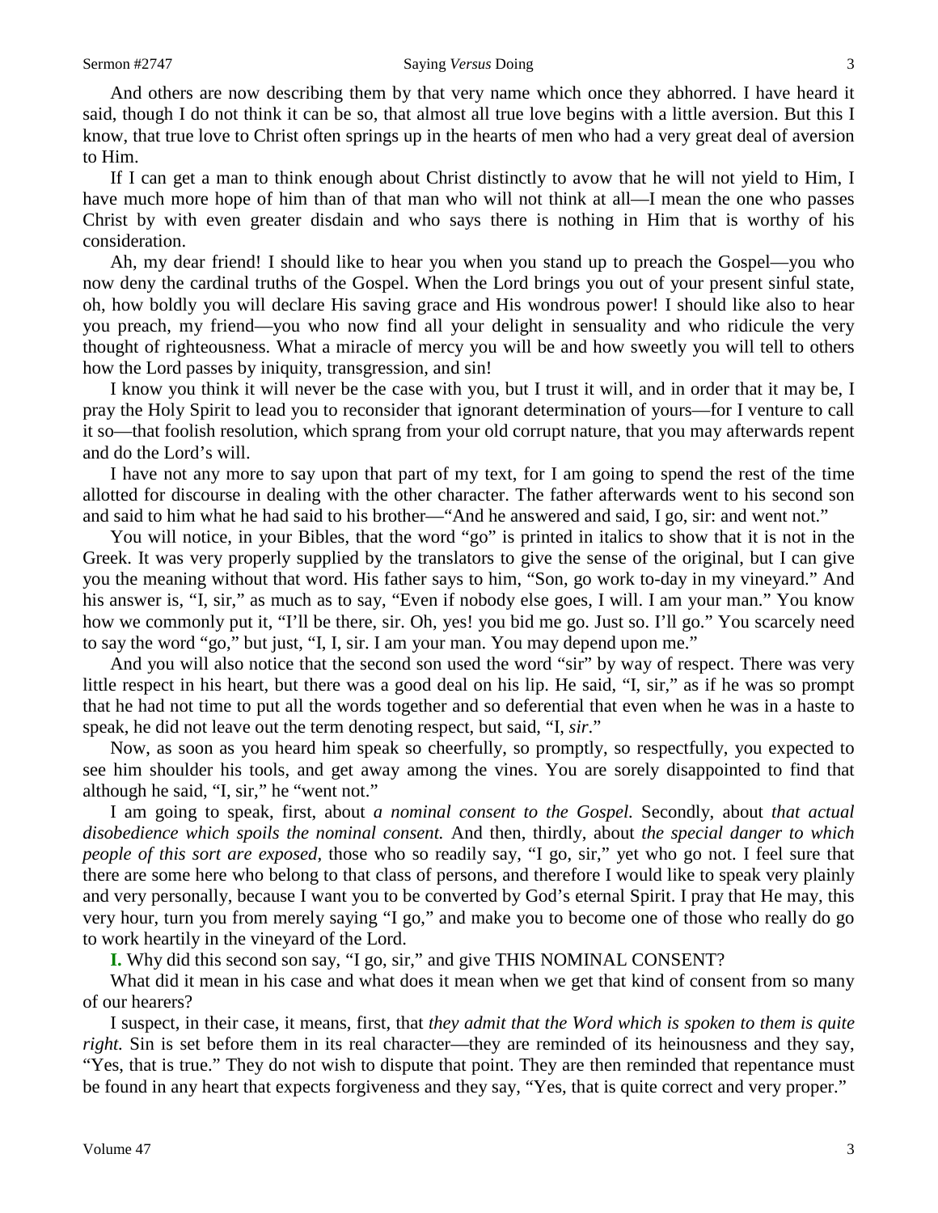And others are now describing them by that very name which once they abhorred. I have heard it said, though I do not think it can be so, that almost all true love begins with a little aversion. But this I know, that true love to Christ often springs up in the hearts of men who had a very great deal of aversion to Him.

If I can get a man to think enough about Christ distinctly to avow that he will not yield to Him, I have much more hope of him than of that man who will not think at all—I mean the one who passes Christ by with even greater disdain and who says there is nothing in Him that is worthy of his consideration.

Ah, my dear friend! I should like to hear you when you stand up to preach the Gospel—you who now deny the cardinal truths of the Gospel. When the Lord brings you out of your present sinful state, oh, how boldly you will declare His saving grace and His wondrous power! I should like also to hear you preach, my friend—you who now find all your delight in sensuality and who ridicule the very thought of righteousness. What a miracle of mercy you will be and how sweetly you will tell to others how the Lord passes by iniquity, transgression, and sin!

I know you think it will never be the case with you, but I trust it will, and in order that it may be, I pray the Holy Spirit to lead you to reconsider that ignorant determination of yours—for I venture to call it so—that foolish resolution, which sprang from your old corrupt nature, that you may afterwards repent and do the Lord's will.

I have not any more to say upon that part of my text, for I am going to spend the rest of the time allotted for discourse in dealing with the other character. The father afterwards went to his second son and said to him what he had said to his brother—"And he answered and said, I go, sir: and went not."

You will notice, in your Bibles, that the word "go" is printed in italics to show that it is not in the Greek. It was very properly supplied by the translators to give the sense of the original, but I can give you the meaning without that word. His father says to him, "Son, go work to-day in my vineyard." And his answer is, "I, sir," as much as to say, "Even if nobody else goes, I will. I am your man." You know how we commonly put it, "I'll be there, sir. Oh, yes! you bid me go. Just so. I'll go." You scarcely need to say the word "go," but just, "I, I, sir. I am your man. You may depend upon me."

And you will also notice that the second son used the word "sir" by way of respect. There was very little respect in his heart, but there was a good deal on his lip. He said, "I, sir," as if he was so prompt that he had not time to put all the words together and so deferential that even when he was in a haste to speak, he did not leave out the term denoting respect, but said, "I, *sir*."

Now, as soon as you heard him speak so cheerfully, so promptly, so respectfully, you expected to see him shoulder his tools, and get away among the vines. You are sorely disappointed to find that although he said, "I, sir," he "went not."

I am going to speak, first, about *a nominal consent to the Gospel.* Secondly, about *that actual disobedience which spoils the nominal consent.* And then, thirdly, about *the special danger to which people of this sort are exposed,* those who so readily say, "I go, sir," yet who go not. I feel sure that there are some here who belong to that class of persons, and therefore I would like to speak very plainly and very personally, because I want you to be converted by God's eternal Spirit. I pray that He may, this very hour, turn you from merely saying "I go," and make you to become one of those who really do go to work heartily in the vineyard of the Lord.

**I.** Why did this second son say, "I go, sir," and give THIS NOMINAL CONSENT?

What did it mean in his case and what does it mean when we get that kind of consent from so many of our hearers?

I suspect, in their case, it means, first, that *they admit that the Word which is spoken to them is quite right.* Sin is set before them in its real character—they are reminded of its heinousness and they say, "Yes, that is true." They do not wish to dispute that point. They are then reminded that repentance must be found in any heart that expects forgiveness and they say, "Yes, that is quite correct and very proper."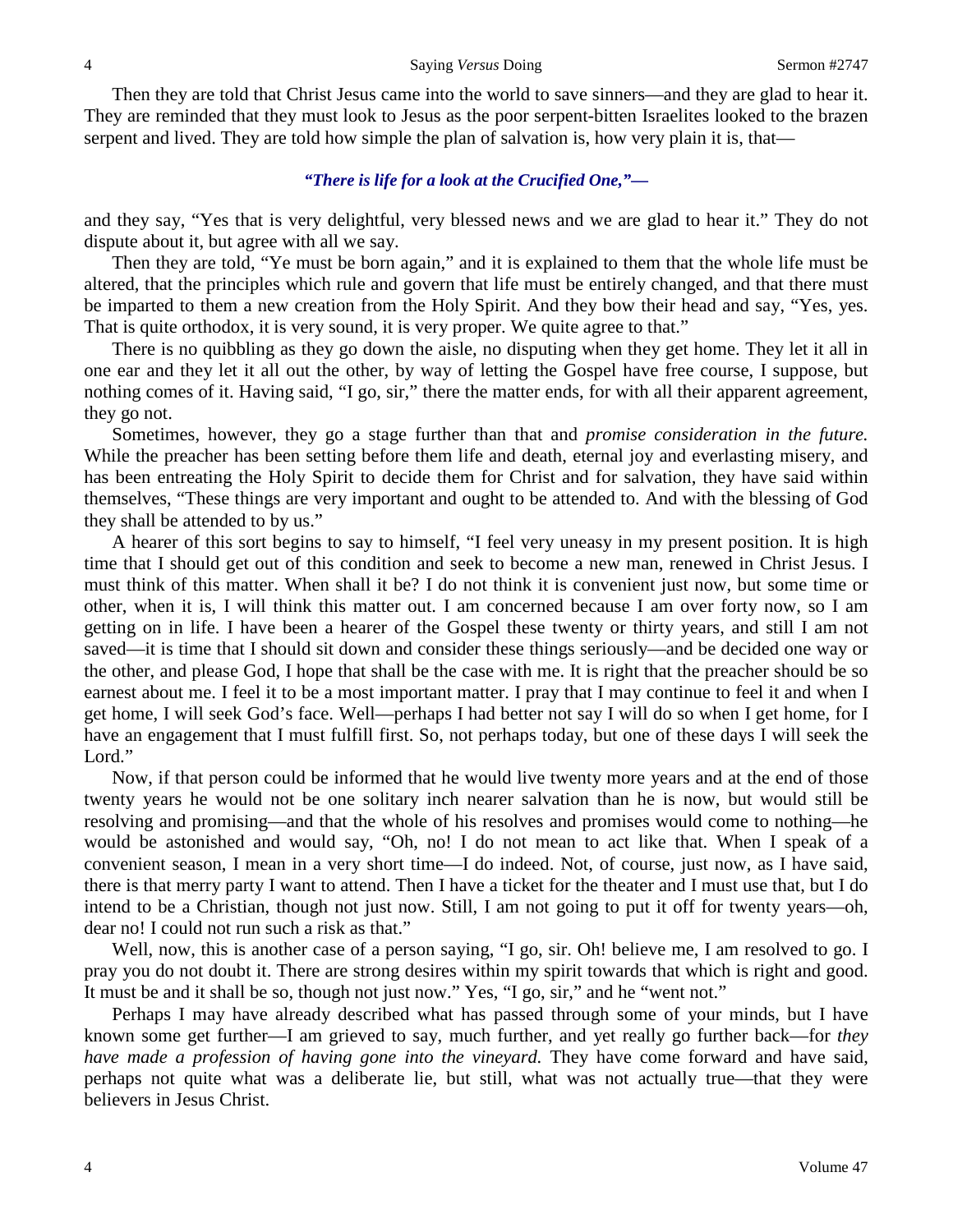Then they are told that Christ Jesus came into the world to save sinners—and they are glad to hear it. They are reminded that they must look to Jesus as the poor serpent-bitten Israelites looked to the brazen serpent and lived. They are told how simple the plan of salvation is, how very plain it is, that—

*"There is life for a look at the Crucified One,"—*

and they say, "Yes that is very delightful, very blessed news and we are glad to hear it." They do not dispute about it, but agree with all we say.

Then they are told, "Ye must be born again," and it is explained to them that the whole life must be altered, that the principles which rule and govern that life must be entirely changed, and that there must be imparted to them a new creation from the Holy Spirit. And they bow their head and say, "Yes, yes. That is quite orthodox, it is very sound, it is very proper. We quite agree to that."

There is no quibbling as they go down the aisle, no disputing when they get home. They let it all in one ear and they let it all out the other, by way of letting the Gospel have free course, I suppose, but nothing comes of it. Having said, "I go, sir," there the matter ends, for with all their apparent agreement, they go not.

Sometimes, however, they go a stage further than that and *promise consideration in the future.* While the preacher has been setting before them life and death, eternal joy and everlasting misery, and has been entreating the Holy Spirit to decide them for Christ and for salvation, they have said within themselves, "These things are very important and ought to be attended to. And with the blessing of God they shall be attended to by us."

A hearer of this sort begins to say to himself, "I feel very uneasy in my present position. It is high time that I should get out of this condition and seek to become a new man, renewed in Christ Jesus. I must think of this matter. When shall it be? I do not think it is convenient just now, but some time or other, when it is, I will think this matter out. I am concerned because I am over forty now, so I am getting on in life. I have been a hearer of the Gospel these twenty or thirty years, and still I am not saved—it is time that I should sit down and consider these things seriously—and be decided one way or the other, and please God, I hope that shall be the case with me. It is right that the preacher should be so earnest about me. I feel it to be a most important matter. I pray that I may continue to feel it and when I get home, I will seek God's face. Well—perhaps I had better not say I will do so when I get home, for I have an engagement that I must fulfill first. So, not perhaps today, but one of these days I will seek the Lord."

Now, if that person could be informed that he would live twenty more years and at the end of those twenty years he would not be one solitary inch nearer salvation than he is now, but would still be resolving and promising—and that the whole of his resolves and promises would come to nothing—he would be astonished and would say, "Oh, no! I do not mean to act like that. When I speak of a convenient season, I mean in a very short time—I do indeed. Not, of course, just now, as I have said, there is that merry party I want to attend. Then I have a ticket for the theater and I must use that, but I do intend to be a Christian, though not just now. Still, I am not going to put it off for twenty years—oh, dear no! I could not run such a risk as that."

Well, now, this is another case of a person saying, "I go, sir. Oh! believe me, I am resolved to go. I pray you do not doubt it. There are strong desires within my spirit towards that which is right and good. It must be and it shall be so, though not just now." Yes, "I go, sir," and he "went not."

Perhaps I may have already described what has passed through some of your minds, but I have known some get further—I am grieved to say, much further, and yet really go further back—for *they have made a profession of having gone into the vineyard.* They have come forward and have said, perhaps not quite what was a deliberate lie, but still, what was not actually true—that they were believers in Jesus Christ.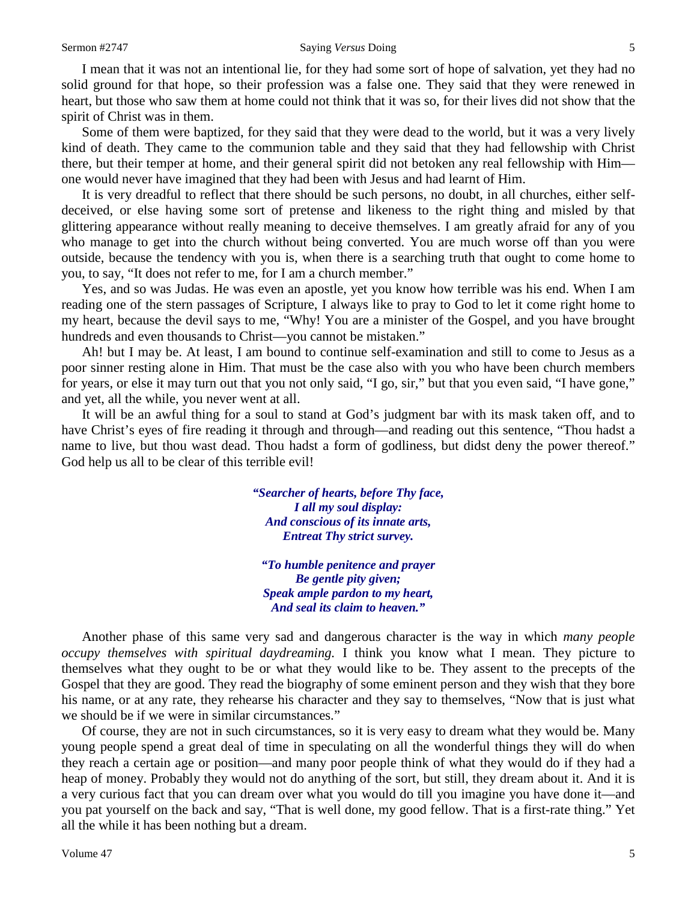I mean that it was not an intentional lie, for they had some sort of hope of salvation, yet they had no solid ground for that hope, so their profession was a false one. They said that they were renewed in heart, but those who saw them at home could not think that it was so, for their lives did not show that the spirit of Christ was in them.

Some of them were baptized, for they said that they were dead to the world, but it was a very lively kind of death. They came to the communion table and they said that they had fellowship with Christ there, but their temper at home, and their general spirit did not betoken any real fellowship with Him—one would never have imagined that they had been with Jesus and had learnt of Him.

It is very dreadful to reflect that there should be such persons, no doubt, in all churches, either self-deceived, or else having some sort of pretense and likeness to the right thing and misled by that glittering appearance without really meaning to deceive themselves. I am greatly afraid for any of you who manage to get into the church without being converted. You are much worse off than you were outside, because the tendency with you is, when there is a searching truth that ought to come home to you, to say, "It does not refer to me, for I am a church member."

Yes, and so was Judas. He was even an apostle, yet you know how terrible was his end. When I am reading one of the stern passages of Scripture, I always like to pray to God to let it come right home to my heart, because the devil says to me, "Why! You are a minister of the Gospel, and you have brought hundreds and even thousands to Christ—you cannot be mistaken."

Ah! but I may be. At least, I am bound to continue self-examination and still to come to Jesus as a poor sinner resting alone in Him. That must be the case also with you who have been church members for years, or else it may turn out that you not only said, "I go, sir," but that you even said, "I have gone," and yet, all the while, you never went at all.

It will be an awful thing for a soul to stand at God's judgment bar with its mask taken off, and to have Christ's eyes of fire reading it through and through—and reading out this sentence, "Thou hadst a name to live, but thou wast dead. Thou hadst a form of godliness, but didst deny the power thereof." God help us all to be clear of this terrible evil!

> ***"Searcher of hearts, before Thy face,***
> ***I all my soul display:***
> ***And conscious of its innate arts,***
> ***Entreat Thy strict survey.***
>
> ***"To humble penitence and prayer***
> ***Be gentle pity given;***
> ***Speak ample pardon to my heart,***
> ***And seal its claim to heaven."***

Another phase of this same very sad and dangerous character is the way in which *many people occupy themselves with spiritual daydreaming.* I think you know what I mean. They picture to themselves what they ought to be or what they would like to be. They assent to the precepts of the Gospel that they are good. They read the biography of some eminent person and they wish that they bore his name, or at any rate, they rehearse his character and they say to themselves, "Now that is just what we should be if we were in similar circumstances."

Of course, they are not in such circumstances, so it is very easy to dream what they would be. Many young people spend a great deal of time in speculating on all the wonderful things they will do when they reach a certain age or position—and many poor people think of what they would do if they had a heap of money. Probably they would not do anything of the sort, but still, they dream about it. And it is a very curious fact that you can dream over what you would do till you imagine you have done it—and you pat yourself on the back and say, "That is well done, my good fellow. That is a first-rate thing." Yet all the while it has been nothing but a dream.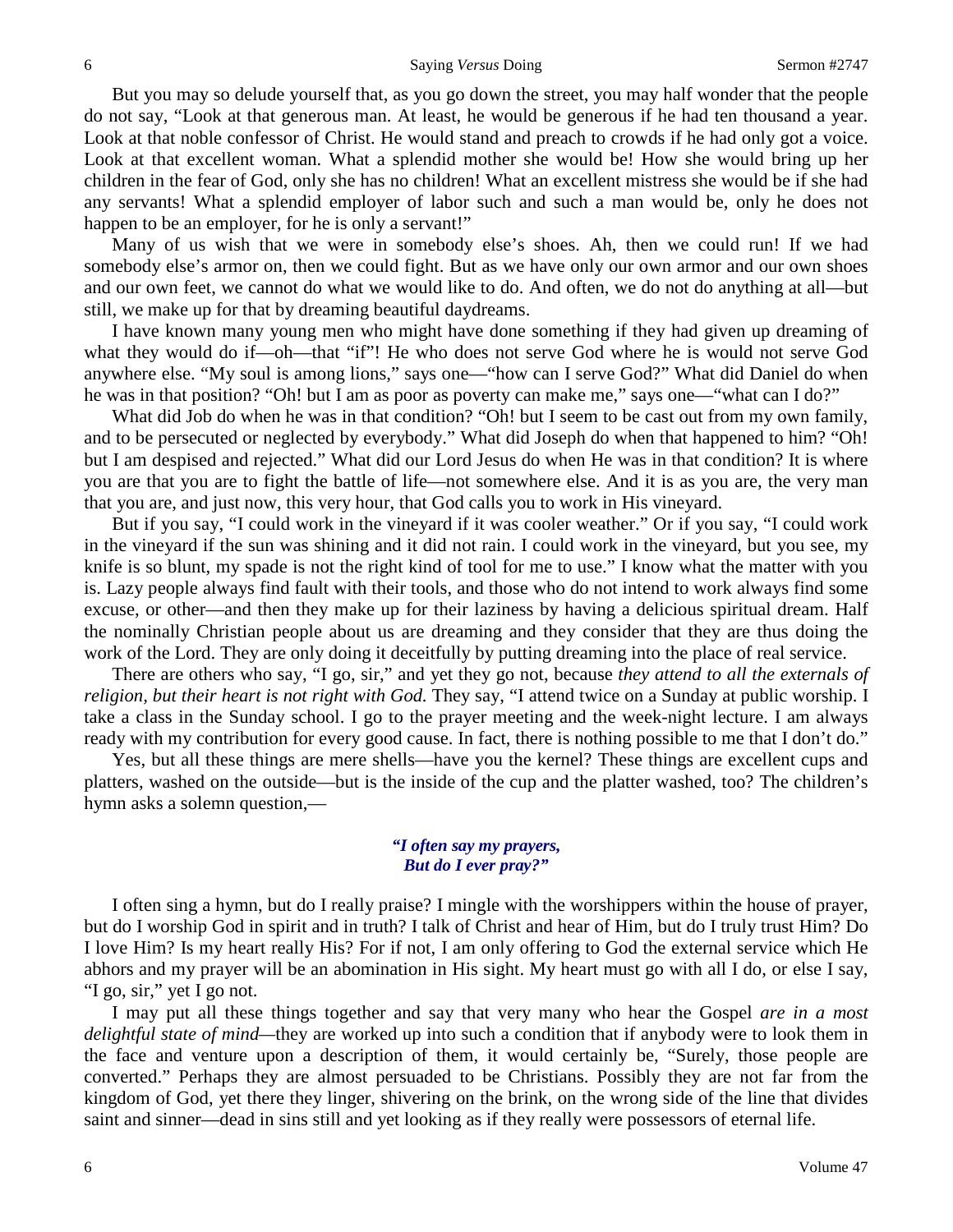But you may so delude yourself that, as you go down the street, you may half wonder that the people do not say, "Look at that generous man. At least, he would be generous if he had ten thousand a year. Look at that noble confessor of Christ. He would stand and preach to crowds if he had only got a voice. Look at that excellent woman. What a splendid mother she would be! How she would bring up her children in the fear of God, only she has no children! What an excellent mistress she would be if she had any servants! What a splendid employer of labor such and such a man would be, only he does not happen to be an employer, for he is only a servant!"

Many of us wish that we were in somebody else's shoes. Ah, then we could run! If we had somebody else's armor on, then we could fight. But as we have only our own armor and our own shoes and our own feet, we cannot do what we would like to do. And often, we do not do anything at all—but still, we make up for that by dreaming beautiful daydreams.

I have known many young men who might have done something if they had given up dreaming of what they would do if—oh—that "if"! He who does not serve God where he is would not serve God anywhere else. "My soul is among lions," says one—"how can I serve God?" What did Daniel do when he was in that position? "Oh! but I am as poor as poverty can make me," says one—"what can I do?"

What did Job do when he was in that condition? "Oh! but I seem to be cast out from my own family, and to be persecuted or neglected by everybody." What did Joseph do when that happened to him? "Oh! but I am despised and rejected." What did our Lord Jesus do when He was in that condition? It is where you are that you are to fight the battle of life—not somewhere else. And it is as you are, the very man that you are, and just now, this very hour, that God calls you to work in His vineyard.

But if you say, "I could work in the vineyard if it was cooler weather." Or if you say, "I could work in the vineyard if the sun was shining and it did not rain. I could work in the vineyard, but you see, my knife is so blunt, my spade is not the right kind of tool for me to use." I know what the matter with you is. Lazy people always find fault with their tools, and those who do not intend to work always find some excuse, or other—and then they make up for their laziness by having a delicious spiritual dream. Half the nominally Christian people about us are dreaming and they consider that they are thus doing the work of the Lord. They are only doing it deceitfully by putting dreaming into the place of real service.

There are others who say, "I go, sir," and yet they go not, because *they attend to all the externals of religion, but their heart is not right with God.* They say, "I attend twice on a Sunday at public worship. I take a class in the Sunday school. I go to the prayer meeting and the week-night lecture. I am always ready with my contribution for every good cause. In fact, there is nothing possible to me that I don't do."

Yes, but all these things are mere shells—have you the kernel? These things are excellent cups and platters, washed on the outside—but is the inside of the cup and the platter washed, too? The children's hymn asks a solemn question,—

> ***"I often say my prayers,***
> ***But do I ever pray?"***

I often sing a hymn, but do I really praise? I mingle with the worshippers within the house of prayer, but do I worship God in spirit and in truth? I talk of Christ and hear of Him, but do I truly trust Him? Do I love Him? Is my heart really His? For if not, I am only offering to God the external service which He abhors and my prayer will be an abomination in His sight. My heart must go with all I do, or else I say, "I go, sir," yet I go not.

I may put all these things together and say that very many who hear the Gospel *are in a most delightful state of mind*—they are worked up into such a condition that if anybody were to look them in the face and venture upon a description of them, it would certainly be, "Surely, those people are converted." Perhaps they are almost persuaded to be Christians. Possibly they are not far from the kingdom of God, yet there they linger, shivering on the brink, on the wrong side of the line that divides saint and sinner—dead in sins still and yet looking as if they really were possessors of eternal life.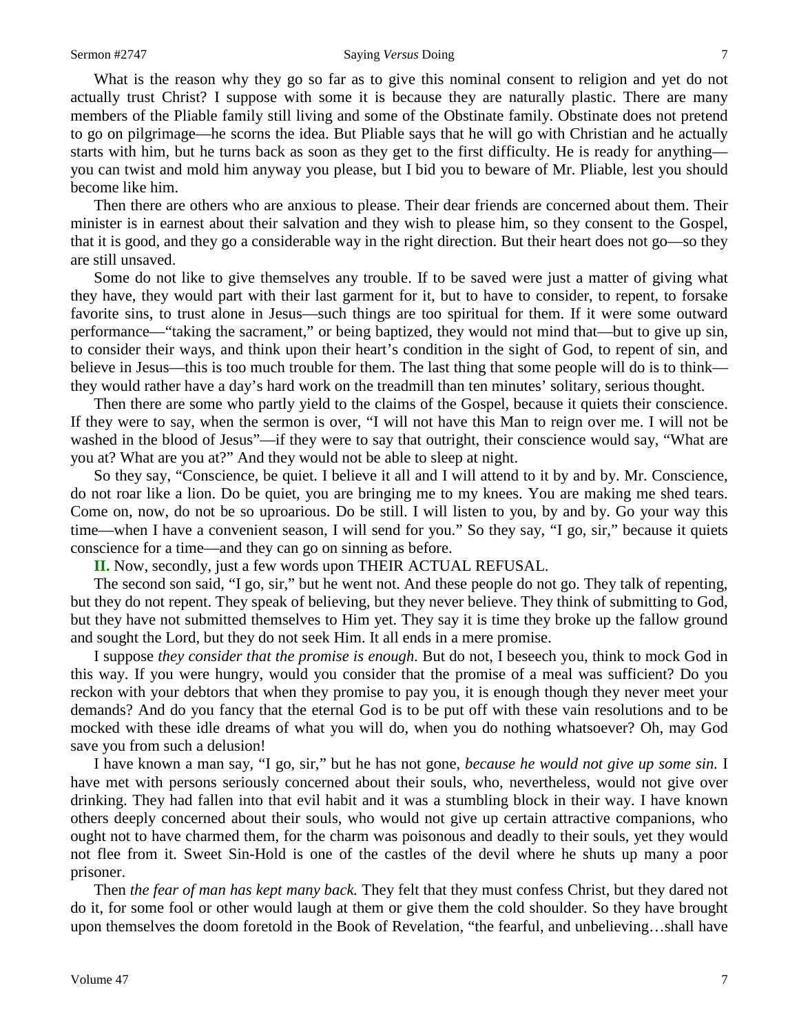What is the reason why they go so far as to give this nominal consent to religion and yet do not actually trust Christ? I suppose with some it is because they are naturally plastic. There are many members of the Pliable family still living and some of the Obstinate family. Obstinate does not pretend to go on pilgrimage—he scorns the idea. But Pliable says that he will go with Christian and he actually starts with him, but he turns back as soon as they get to the first difficulty. He is ready for anything—you can twist and mold him anyway you please, but I bid you to beware of Mr. Pliable, lest you should become like him.

Then there are others who are anxious to please. Their dear friends are concerned about them. Their minister is in earnest about their salvation and they wish to please him, so they consent to the Gospel, that it is good, and they go a considerable way in the right direction. But their heart does not go—so they are still unsaved.

Some do not like to give themselves any trouble. If to be saved were just a matter of giving what they have, they would part with their last garment for it, but to have to consider, to repent, to forsake favorite sins, to trust alone in Jesus—such things are too spiritual for them. If it were some outward performance—"taking the sacrament," or being baptized, they would not mind that—but to give up sin, to consider their ways, and think upon their heart's condition in the sight of God, to repent of sin, and believe in Jesus—this is too much trouble for them. The last thing that some people will do is to think—they would rather have a day's hard work on the treadmill than ten minutes' solitary, serious thought.

Then there are some who partly yield to the claims of the Gospel, because it quiets their conscience. If they were to say, when the sermon is over, "I will not have this Man to reign over me. I will not be washed in the blood of Jesus"—if they were to say that outright, their conscience would say, "What are you at? What are you at?" And they would not be able to sleep at night.

So they say, "Conscience, be quiet. I believe it all and I will attend to it by and by. Mr. Conscience, do not roar like a lion. Do be quiet, you are bringing me to my knees. You are making me shed tears. Come on, now, do not be so uproarious. Do be still. I will listen to you, by and by. Go your way this time—when I have a convenient season, I will send for you." So they say, "I go, sir," because it quiets conscience for a time—and they can go on sinning as before.

**II.** Now, secondly, just a few words upon THEIR ACTUAL REFUSAL.

The second son said, "I go, sir," but he went not. And these people do not go. They talk of repenting, but they do not repent. They speak of believing, but they never believe. They think of submitting to God, but they have not submitted themselves to Him yet. They say it is time they broke up the fallow ground and sought the Lord, but they do not seek Him. It all ends in a mere promise.

I suppose *they consider that the promise is enough.* But do not, I beseech you, think to mock God in this way. If you were hungry, would you consider that the promise of a meal was sufficient? Do you reckon with your debtors that when they promise to pay you, it is enough though they never meet your demands? And do you fancy that the eternal God is to be put off with these vain resolutions and to be mocked with these idle dreams of what you will do, when you do nothing whatsoever? Oh, may God save you from such a delusion!

I have known a man say, "I go, sir," but he has not gone, *because he would not give up some sin.* I have met with persons seriously concerned about their souls, who, nevertheless, would not give over drinking. They had fallen into that evil habit and it was a stumbling block in their way. I have known others deeply concerned about their souls, who would not give up certain attractive companions, who ought not to have charmed them, for the charm was poisonous and deadly to their souls, yet they would not flee from it. Sweet Sin-Hold is one of the castles of the devil where he shuts up many a poor prisoner.

Then *the fear of man has kept many back.* They felt that they must confess Christ, but they dared not do it, for some fool or other would laugh at them or give them the cold shoulder. So they have brought upon themselves the doom foretold in the Book of Revelation, "the fearful, and unbelieving…shall have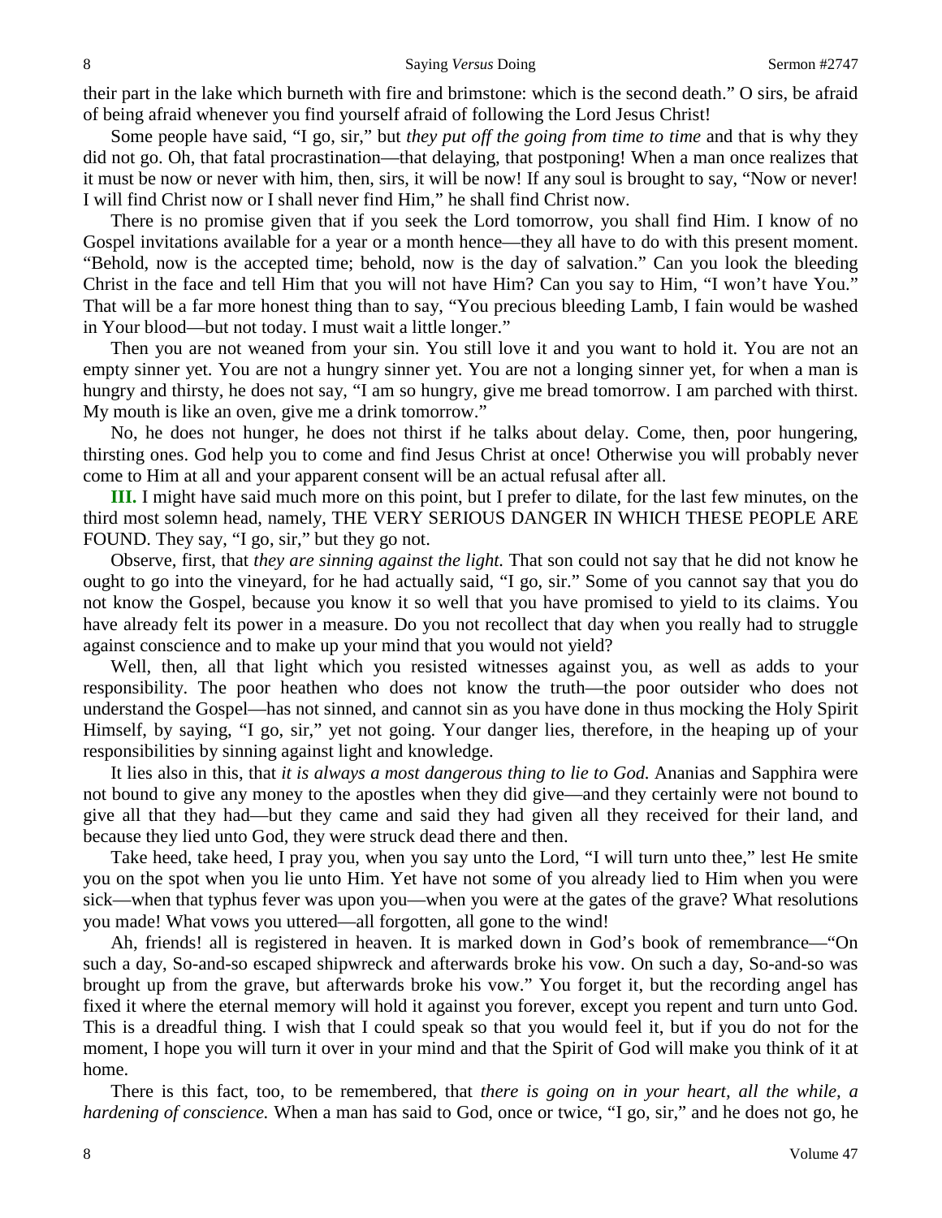their part in the lake which burneth with fire and brimstone: which is the second death." O sirs, be afraid of being afraid whenever you find yourself afraid of following the Lord Jesus Christ!

Some people have said, "I go, sir," but *they put off the going from time to time* and that is why they did not go. Oh, that fatal procrastination—that delaying, that postponing! When a man once realizes that it must be now or never with him, then, sirs, it will be now! If any soul is brought to say, "Now or never! I will find Christ now or I shall never find Him," he shall find Christ now.

There is no promise given that if you seek the Lord tomorrow, you shall find Him. I know of no Gospel invitations available for a year or a month hence—they all have to do with this present moment. "Behold, now is the accepted time; behold, now is the day of salvation." Can you look the bleeding Christ in the face and tell Him that you will not have Him? Can you say to Him, "I won't have You." That will be a far more honest thing than to say, "You precious bleeding Lamb, I fain would be washed in Your blood—but not today. I must wait a little longer."

Then you are not weaned from your sin. You still love it and you want to hold it. You are not an empty sinner yet. You are not a hungry sinner yet. You are not a longing sinner yet, for when a man is hungry and thirsty, he does not say, "I am so hungry, give me bread tomorrow. I am parched with thirst. My mouth is like an oven, give me a drink tomorrow."

No, he does not hunger, he does not thirst if he talks about delay. Come, then, poor hungering, thirsting ones. God help you to come and find Jesus Christ at once! Otherwise you will probably never come to Him at all and your apparent consent will be an actual refusal after all.

**III.** I might have said much more on this point, but I prefer to dilate, for the last few minutes, on the third most solemn head, namely, THE VERY SERIOUS DANGER IN WHICH THESE PEOPLE ARE FOUND. They say, "I go, sir," but they go not.

Observe, first, that *they are sinning against the light.* That son could not say that he did not know he ought to go into the vineyard, for he had actually said, "I go, sir." Some of you cannot say that you do not know the Gospel, because you know it so well that you have promised to yield to its claims. You have already felt its power in a measure. Do you not recollect that day when you really had to struggle against conscience and to make up your mind that you would not yield?

Well, then, all that light which you resisted witnesses against you, as well as adds to your responsibility. The poor heathen who does not know the truth—the poor outsider who does not understand the Gospel—has not sinned, and cannot sin as you have done in thus mocking the Holy Spirit Himself, by saying, "I go, sir," yet not going. Your danger lies, therefore, in the heaping up of your responsibilities by sinning against light and knowledge.

It lies also in this, that *it is always a most dangerous thing to lie to God.* Ananias and Sapphira were not bound to give any money to the apostles when they did give—and they certainly were not bound to give all that they had—but they came and said they had given all they received for their land, and because they lied unto God, they were struck dead there and then.

Take heed, take heed, I pray you, when you say unto the Lord, "I will turn unto thee," lest He smite you on the spot when you lie unto Him. Yet have not some of you already lied to Him when you were sick—when that typhus fever was upon you—when you were at the gates of the grave? What resolutions you made! What vows you uttered—all forgotten, all gone to the wind!

Ah, friends! all is registered in heaven. It is marked down in God's book of remembrance—"On such a day, So-and-so escaped shipwreck and afterwards broke his vow. On such a day, So-and-so was brought up from the grave, but afterwards broke his vow." You forget it, but the recording angel has fixed it where the eternal memory will hold it against you forever, except you repent and turn unto God. This is a dreadful thing. I wish that I could speak so that you would feel it, but if you do not for the moment, I hope you will turn it over in your mind and that the Spirit of God will make you think of it at home.

There is this fact, too, to be remembered, that *there is going on in your heart, all the while, a hardening of conscience.* When a man has said to God, once or twice, "I go, sir," and he does not go, he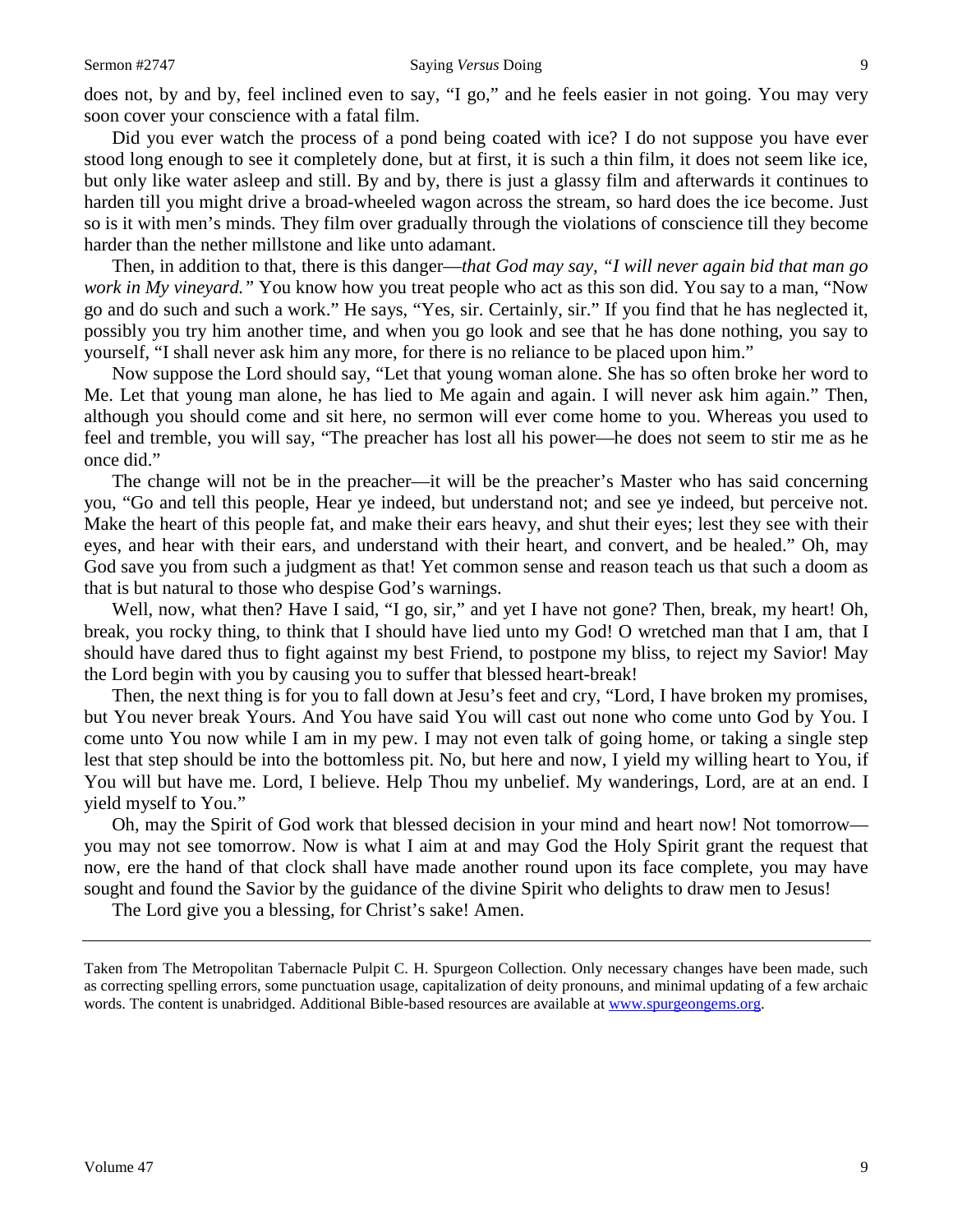does not, by and by, feel inclined even to say, "I go," and he feels easier in not going. You may very soon cover your conscience with a fatal film.

Did you ever watch the process of a pond being coated with ice? I do not suppose you have ever stood long enough to see it completely done, but at first, it is such a thin film, it does not seem like ice, but only like water asleep and still. By and by, there is just a glassy film and afterwards it continues to harden till you might drive a broad-wheeled wagon across the stream, so hard does the ice become. Just so is it with men's minds. They film over gradually through the violations of conscience till they become harder than the nether millstone and like unto adamant.

Then, in addition to that, there is this danger—*that God may say, "I will never again bid that man go work in My vineyard."* You know how you treat people who act as this son did. You say to a man, "Now go and do such and such a work." He says, "Yes, sir. Certainly, sir." If you find that he has neglected it, possibly you try him another time, and when you go look and see that he has done nothing, you say to yourself, "I shall never ask him any more, for there is no reliance to be placed upon him."

Now suppose the Lord should say, "Let that young woman alone. She has so often broke her word to Me. Let that young man alone, he has lied to Me again and again. I will never ask him again." Then, although you should come and sit here, no sermon will ever come home to you. Whereas you used to feel and tremble, you will say, "The preacher has lost all his power—he does not seem to stir me as he once did."

The change will not be in the preacher—it will be the preacher's Master who has said concerning you, "Go and tell this people, Hear ye indeed, but understand not; and see ye indeed, but perceive not. Make the heart of this people fat, and make their ears heavy, and shut their eyes; lest they see with their eyes, and hear with their ears, and understand with their heart, and convert, and be healed." Oh, may God save you from such a judgment as that! Yet common sense and reason teach us that such a doom as that is but natural to those who despise God's warnings.

Well, now, what then? Have I said, "I go, sir," and yet I have not gone? Then, break, my heart! Oh, break, you rocky thing, to think that I should have lied unto my God! O wretched man that I am, that I should have dared thus to fight against my best Friend, to postpone my bliss, to reject my Savior! May the Lord begin with you by causing you to suffer that blessed heart-break!

Then, the next thing is for you to fall down at Jesu's feet and cry, "Lord, I have broken my promises, but You never break Yours. And You have said You will cast out none who come unto God by You. I come unto You now while I am in my pew. I may not even talk of going home, or taking a single step lest that step should be into the bottomless pit. No, but here and now, I yield my willing heart to You, if You will but have me. Lord, I believe. Help Thou my unbelief. My wanderings, Lord, are at an end. I yield myself to You."

Oh, may the Spirit of God work that blessed decision in your mind and heart now! Not tomorrow—you may not see tomorrow. Now is what I aim at and may God the Holy Spirit grant the request that now, ere the hand of that clock shall have made another round upon its face complete, you may have sought and found the Savior by the guidance of the divine Spirit who delights to draw men to Jesus!

The Lord give you a blessing, for Christ's sake! Amen.

---

Taken from The Metropolitan Tabernacle Pulpit C. H. Spurgeon Collection. Only necessary changes have been made, such as correcting spelling errors, some punctuation usage, capitalization of deity pronouns, and minimal updating of a few archaic words. The content is unabridged. Additional Bible-based resources are available at www.spurgeongems.org.